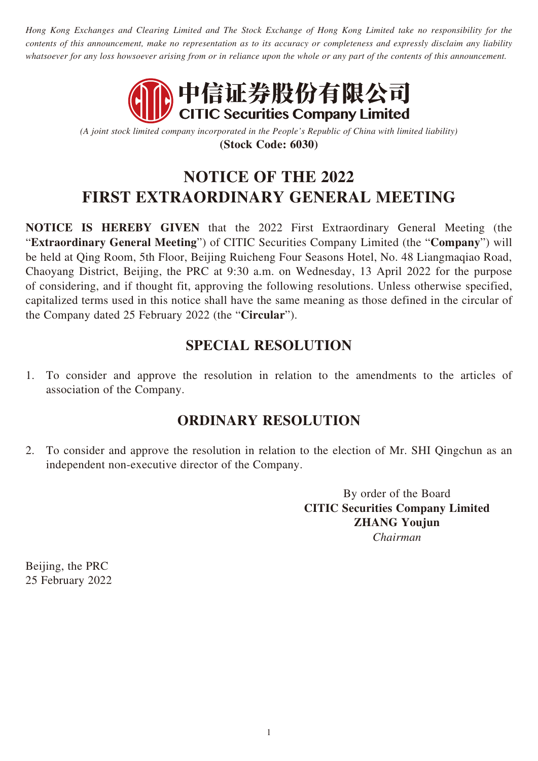*Hong Kong Exchanges and Clearing Limited and The Stock Exchange of Hong Kong Limited take no responsibility for the contents of this announcement, make no representation as to its accuracy or completeness and expressly disclaim any liability whatsoever for any loss howsoever arising from or in reliance upon the whole or any part of the contents of this announcement.*

中信证券股份有限公司
**CITIC Securities Company Limited**

*(A joint stock limited company incorporated in the People's Republic of China with limited liability)*
**(Stock Code: 6030)**

# NOTICE OF THE 2022 FIRST EXTRAORDINARY GENERAL MEETING

**NOTICE IS HEREBY GIVEN** that the 2022 First Extraordinary General Meeting (the "**Extraordinary General Meeting**") of CITIC Securities Company Limited (the "**Company**") will be held at Qing Room, 5th Floor, Beijing Ruicheng Four Seasons Hotel, No. 48 Liangmaqiao Road, Chaoyang District, Beijing, the PRC at 9:30 a.m. on Wednesday, 13 April 2022 for the purpose of considering, and if thought fit, approving the following resolutions. Unless otherwise specified, capitalized terms used in this notice shall have the same meaning as those defined in the circular of the Company dated 25 February 2022 (the "**Circular**").

## SPECIAL RESOLUTION

1. To consider and approve the resolution in relation to the amendments to the articles of association of the Company.

## ORDINARY RESOLUTION

2. To consider and approve the resolution in relation to the election of Mr. SHI Qingchun as an independent non-executive director of the Company.

By order of the Board
**CITIC Securities Company Limited**
**ZHANG Youjun**
*Chairman*

Beijing, the PRC
25 February 2022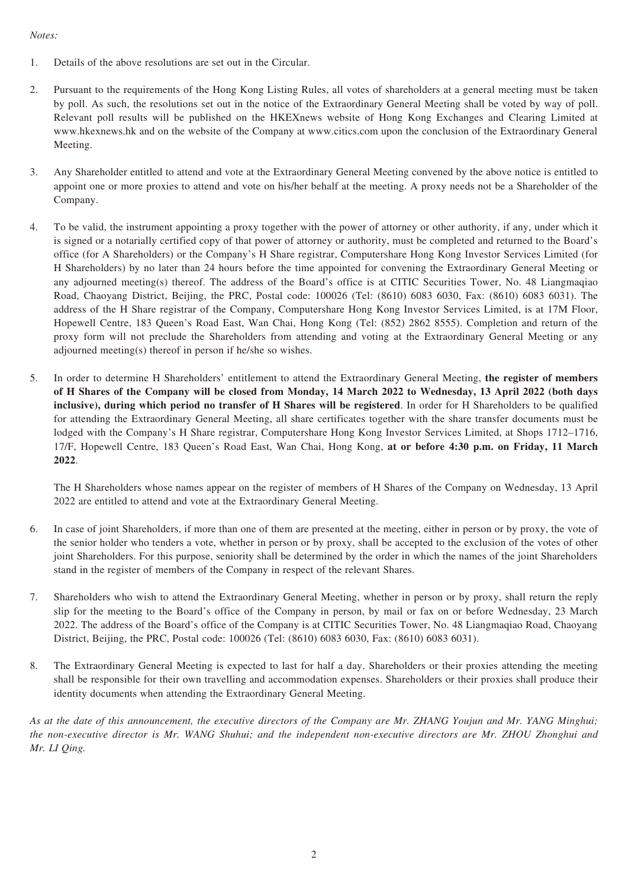*Notes:*

1. Details of the above resolutions are set out in the Circular.

2. Pursuant to the requirements of the Hong Kong Listing Rules, all votes of shareholders at a general meeting must be taken by poll. As such, the resolutions set out in the notice of the Extraordinary General Meeting shall be voted by way of poll. Relevant poll results will be published on the HKEXnews website of Hong Kong Exchanges and Clearing Limited at www.hkexnews.hk and on the website of the Company at www.citics.com upon the conclusion of the Extraordinary General Meeting.

3. Any Shareholder entitled to attend and vote at the Extraordinary General Meeting convened by the above notice is entitled to appoint one or more proxies to attend and vote on his/her behalf at the meeting. A proxy needs not be a Shareholder of the Company.

4. To be valid, the instrument appointing a proxy together with the power of attorney or other authority, if any, under which it is signed or a notarially certified copy of that power of attorney or authority, must be completed and returned to the Board's office (for A Shareholders) or the Company's H Share registrar, Computershare Hong Kong Investor Services Limited (for H Shareholders) by no later than 24 hours before the time appointed for convening the Extraordinary General Meeting or any adjourned meeting(s) thereof. The address of the Board's office is at CITIC Securities Tower, No. 48 Liangmaqiao Road, Chaoyang District, Beijing, the PRC, Postal code: 100026 (Tel: (8610) 6083 6030, Fax: (8610) 6083 6031). The address of the H Share registrar of the Company, Computershare Hong Kong Investor Services Limited, is at 17M Floor, Hopewell Centre, 183 Queen's Road East, Wan Chai, Hong Kong (Tel: (852) 2862 8555). Completion and return of the proxy form will not preclude the Shareholders from attending and voting at the Extraordinary General Meeting or any adjourned meeting(s) thereof in person if he/she so wishes.

5. In order to determine H Shareholders' entitlement to attend the Extraordinary General Meeting, **the register of members of H Shares of the Company will be closed from Monday, 14 March 2022 to Wednesday, 13 April 2022 (both days inclusive), during which period no transfer of H Shares will be registered**. In order for H Shareholders to be qualified for attending the Extraordinary General Meeting, all share certificates together with the share transfer documents must be lodged with the Company's H Share registrar, Computershare Hong Kong Investor Services Limited, at Shops 1712–1716, 17/F, Hopewell Centre, 183 Queen's Road East, Wan Chai, Hong Kong, **at or before 4:30 p.m. on Friday, 11 March 2022**.

   The H Shareholders whose names appear on the register of members of H Shares of the Company on Wednesday, 13 April 2022 are entitled to attend and vote at the Extraordinary General Meeting.

6. In case of joint Shareholders, if more than one of them are presented at the meeting, either in person or by proxy, the vote of the senior holder who tenders a vote, whether in person or by proxy, shall be accepted to the exclusion of the votes of other joint Shareholders. For this purpose, seniority shall be determined by the order in which the names of the joint Shareholders stand in the register of members of the Company in respect of the relevant Shares.

7. Shareholders who wish to attend the Extraordinary General Meeting, whether in person or by proxy, shall return the reply slip for the meeting to the Board's office of the Company in person, by mail or fax on or before Wednesday, 23 March 2022. The address of the Board's office of the Company is at CITIC Securities Tower, No. 48 Liangmaqiao Road, Chaoyang District, Beijing, the PRC, Postal code: 100026 (Tel: (8610) 6083 6030, Fax: (8610) 6083 6031).

8. The Extraordinary General Meeting is expected to last for half a day. Shareholders or their proxies attending the meeting shall be responsible for their own travelling and accommodation expenses. Shareholders or their proxies shall produce their identity documents when attending the Extraordinary General Meeting.

*As at the date of this announcement, the executive directors of the Company are Mr. ZHANG Youjun and Mr. YANG Minghui; the non-executive director is Mr. WANG Shuhui; and the independent non-executive directors are Mr. ZHOU Zhonghui and Mr. LI Qing.*